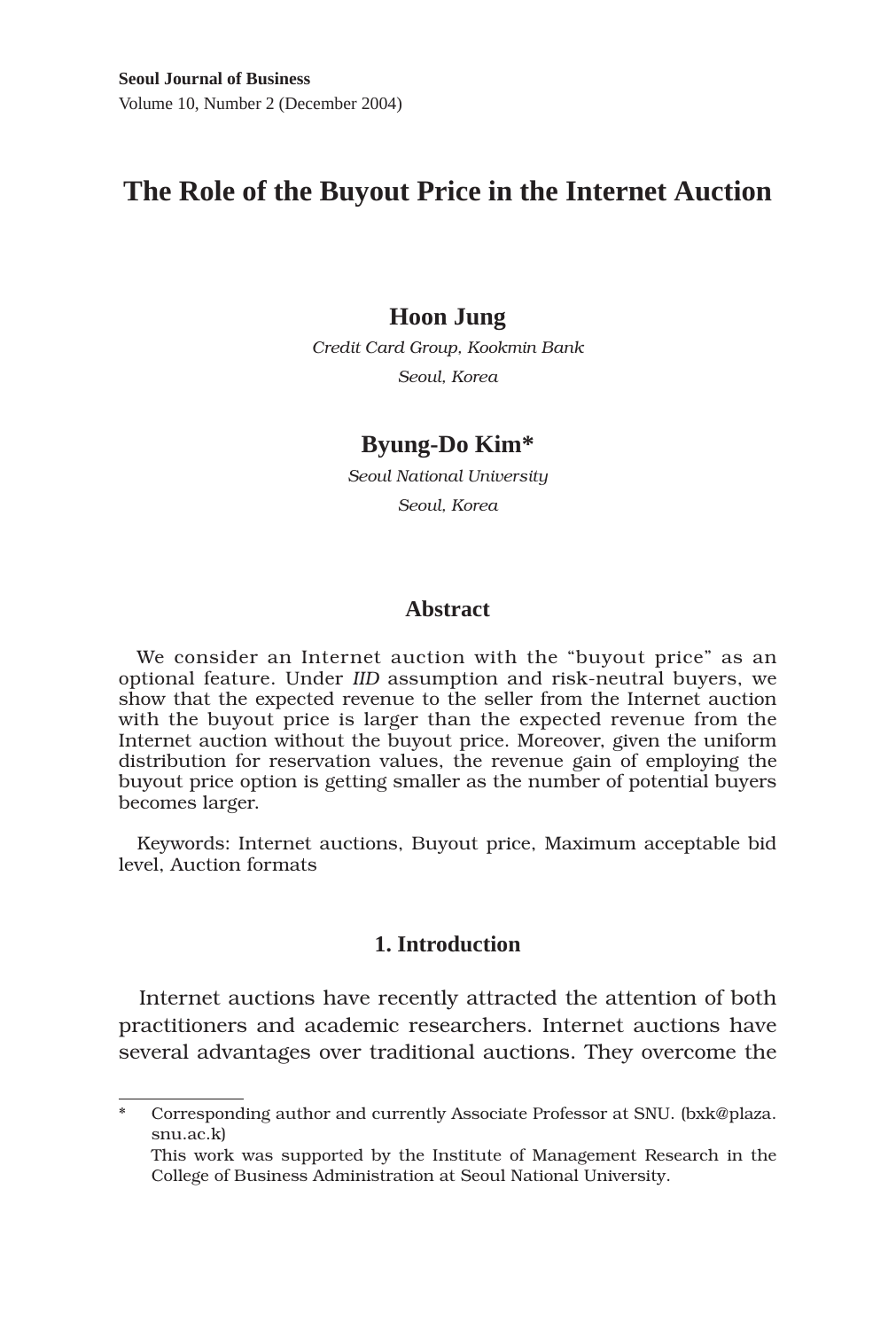# The Role of the Buyout Price in the Internet Auction

**Hoon Jung**

*Credit Card Group, Kookmin Bank*

*Seoul, Korea*

**Byung-Do Kim***

*Seoul National University*

*Seoul, Korea*

## Abstract

We consider an Internet auction with the "buyout price" as an optional feature. Under *IID* assumption and risk-neutral buyers, we show that the expected revenue to the seller from the Internet auction with the buyout price is larger than the expected revenue from the Internet auction without the buyout price. Moreover, given the uniform distribution for reservation values, the revenue gain of employing the buyout price option is getting smaller as the number of potential buyers becomes larger.

Keywords: Internet auctions, Buyout price, Maximum acceptable bid level, Auction formats

## 1. Introduction

Internet auctions have recently attracted the attention of both practitioners and academic researchers. Internet auctions have several advantages over traditional auctions. They overcome the

---

\* Corresponding author and currently Associate Professor at SNU. (bxk@plaza.snu.ac.k)

This work was supported by the Institute of Management Research in the College of Business Administration at Seoul National University.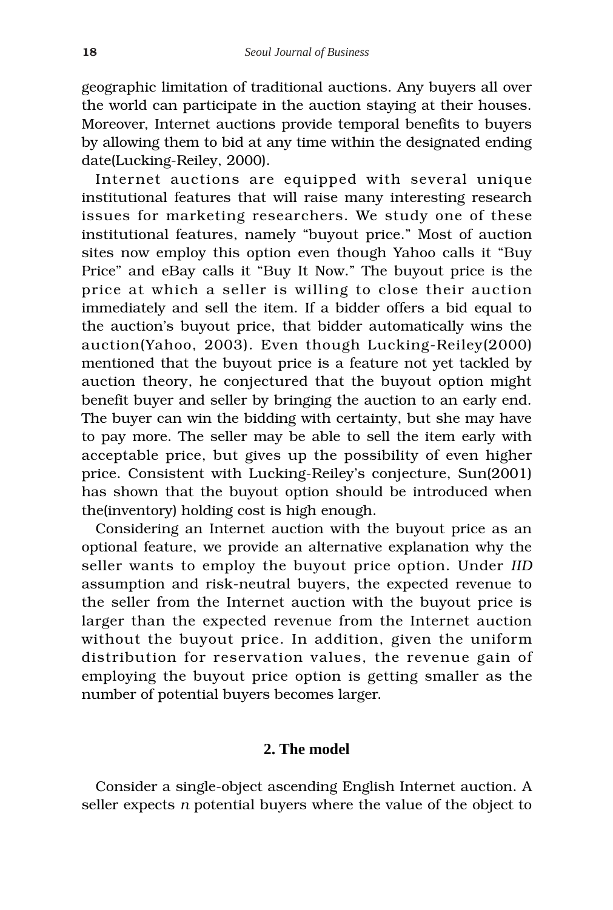geographic limitation of traditional auctions. Any buyers all over the world can participate in the auction staying at their houses. Moreover, Internet auctions provide temporal benefits to buyers by allowing them to bid at any time within the designated ending date(Lucking-Reiley, 2000).

Internet auctions are equipped with several unique institutional features that will raise many interesting research issues for marketing researchers. We study one of these institutional features, namely "buyout price." Most of auction sites now employ this option even though Yahoo calls it "Buy Price" and eBay calls it "Buy It Now." The buyout price is the price at which a seller is willing to close their auction immediately and sell the item. If a bidder offers a bid equal to the auction's buyout price, that bidder automatically wins the auction(Yahoo, 2003). Even though Lucking-Reiley(2000) mentioned that the buyout price is a feature not yet tackled by auction theory, he conjectured that the buyout option might benefit buyer and seller by bringing the auction to an early end. The buyer can win the bidding with certainty, but she may have to pay more. The seller may be able to sell the item early with acceptable price, but gives up the possibility of even higher price. Consistent with Lucking-Reiley's conjecture, Sun(2001) has shown that the buyout option should be introduced when the(inventory) holding cost is high enough.

Considering an Internet auction with the buyout price as an optional feature, we provide an alternative explanation why the seller wants to employ the buyout price option. Under *IID* assumption and risk-neutral buyers, the expected revenue to the seller from the Internet auction with the buyout price is larger than the expected revenue from the Internet auction without the buyout price. In addition, given the uniform distribution for reservation values, the revenue gain of employing the buyout price option is getting smaller as the number of potential buyers becomes larger.

## 2. The model

Consider a single-object ascending English Internet auction. A seller expects $n$ potential buyers where the value of the object to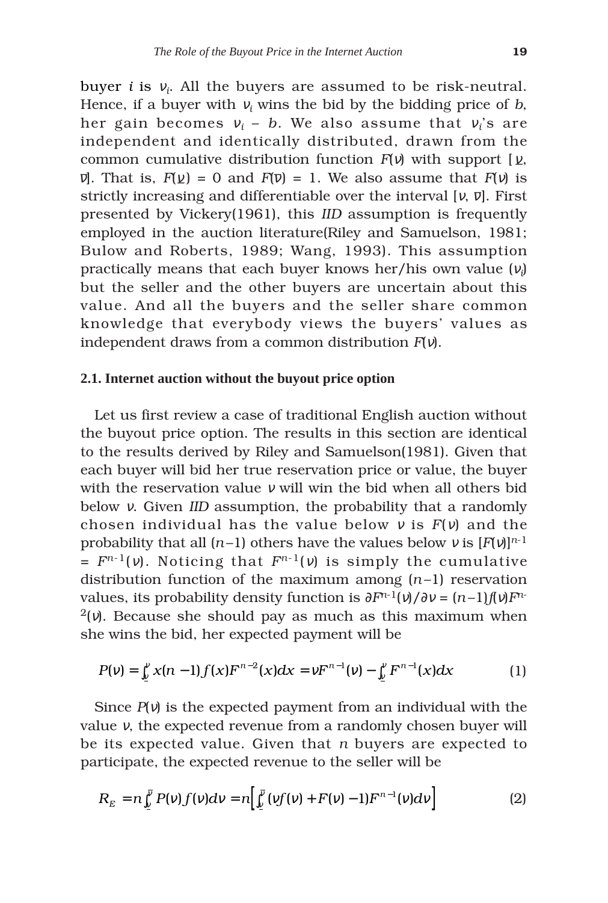buyer $i$ is $v_i$. All the buyers are assumed to be risk-neutral. Hence, if a buyer with $v_i$ wins the bid by the bidding price of $b$, her gain becomes $v_i - b$. We also assume that $v_i$'s are independent and identically distributed, drawn from the common cumulative distribution function $F(v)$ with support $[\underline{v}, \overline{v}]$. That is, $F(\underline{v}) = 0$ and $F(\overline{v}) = 1$. We also assume that $F(v)$ is strictly increasing and differentiable over the interval $[v, \overline{v}]$. First presented by Vickery(1961), this *IID* assumption is frequently employed in the auction literature(Riley and Samuelson, 1981; Bulow and Roberts, 1989; Wang, 1993). This assumption practically means that each buyer knows her/his own value ($v_i$) but the seller and the other buyers are uncertain about this value. And all the buyers and the seller share common knowledge that everybody views the buyers' values as independent draws from a common distribution $F(v)$.

### 2.1. Internet auction without the buyout price option

Let us first review a case of traditional English auction without the buyout price option. The results in this section are identical to the results derived by Riley and Samuelson(1981). Given that each buyer will bid her true reservation price or value, the buyer with the reservation value $v$ will win the bid when all others bid below $v$. Given *IID* assumption, the probability that a randomly chosen individual has the value below $v$ is $F(v)$ and the probability that all $(n-1)$ others have the values below $v$ is $[F(v)]^{n-1} = F^{n-1}(v)$. Noticing that $F^{n-1}(v)$ is simply the cumulative distribution function of the maximum among $(n-1)$ reservation values, its probability density function is $\partial F^{n-1}(v)/\partial v = (n-1)f(v)F^{n-2}(v)$. Because she should pay as much as this maximum when she wins the bid, her expected payment will be

$$P(v) = \int_{\underline{v}}^{v} x(n-1)f(x)F^{n-2}(x)dx = vF^{n-1}(v) - \int_{\underline{v}}^{v} F^{n-1}(x)dx \tag{1}$$

Since $P(v)$ is the expected payment from an individual with the value $v$, the expected revenue from a randomly chosen buyer will be its expected value. Given that $n$ buyers are expected to participate, the expected revenue to the seller will be

$$R_E = n\int_{\underline{v}}^{\overline{v}} P(v)f(v)dv = n\left[\int_{\underline{v}}^{\overline{v}} (vf(v) + F(v) - 1)F^{n-1}(v)dv\right] \tag{2}$$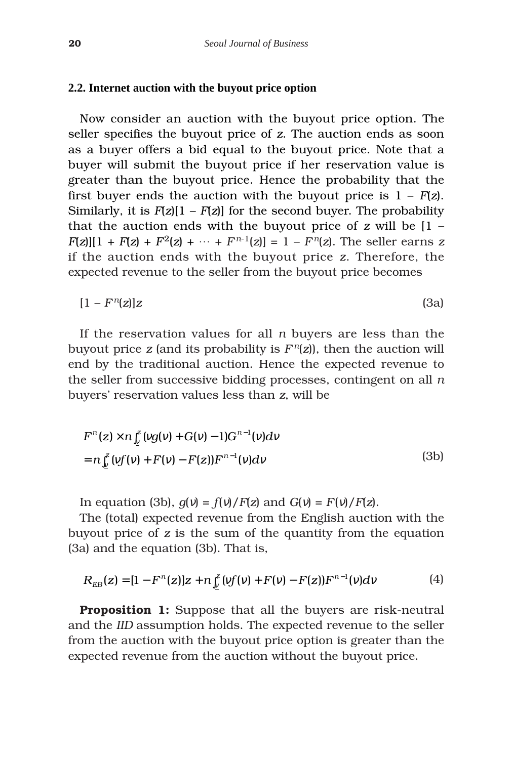### 2.2. Internet auction with the buyout price option

Now consider an auction with the buyout price option. The seller specifies the buyout price of $z$. The auction ends as soon as a buyer offers a bid equal to the buyout price. Note that a buyer will submit the buyout price if her reservation value is greater than the buyout price. Hence the probability that the first buyer ends the auction with the buyout price is $1 - F(z)$. Similarly, it is $F(z)[1 - F(z)]$ for the second buyer. The probability that the auction ends with the buyout price of $z$ will be $[1 - F(z)][1 + F(z) + F^2(z) + \cdots + F^{n-1}(z)] = 1 - F^n(z)$. The seller earns $z$ if the auction ends with the buyout price $z$. Therefore, the expected revenue to the seller from the buyout price becomes

$$[1 - F^n(z)]z \tag{3a}$$

If the reservation values for all $n$ buyers are less than the buyout price $z$ (and its probability is $F^n(z)$), then the auction will end by the traditional auction. Hence the expected revenue to the seller from successive bidding processes, contingent on all $n$ buyers' reservation values less than $z$, will be

$$\begin{aligned} & F^n(z) \times n\int_{\underline{v}}^{z} (vg(v) + G(v) - 1)G^{n-1}(v)dv \\ & = n\int_{\underline{v}}^{z} (vf(v) + F(v) - F(z))F^{n-1}(v)dv \end{aligned} \tag{3b}$$

In equation (3b), $g(v) = f(v)/F(z)$ and $G(v) = F(v)/F(z)$.

The (total) expected revenue from the English auction with the buyout price of $z$ is the sum of the quantity from the equation (3a) and the equation (3b). That is,

$$R_{EB}(z) = [1 - F^n(z)]z + n\int_{\underline{v}}^{z} (vf(v) + F(v) - F(z))F^{n-1}(v)dv \tag{4}$$

**Proposition 1:** Suppose that all the buyers are risk-neutral and the *IID* assumption holds. The expected revenue to the seller from the auction with the buyout price option is greater than the expected revenue from the auction without the buyout price.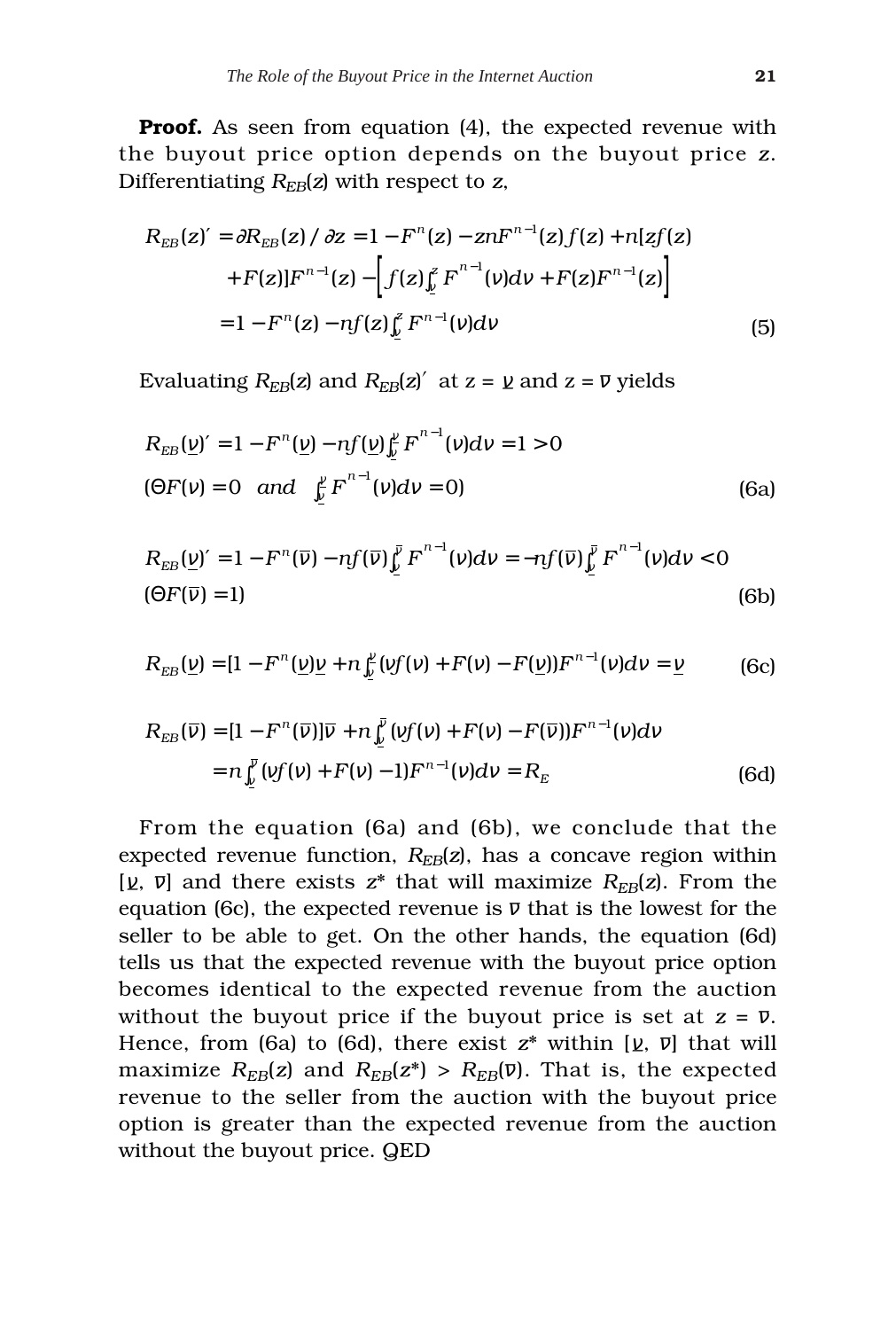**Proof.** As seen from equation (4), the expected revenue with the buyout price option depends on the buyout price $z$. Differentiating $R_{EB}(z)$ with respect to $z$,

$$
\begin{aligned}
R_{EB}(z)' &= \partial R_{EB}(z)/\partial z = 1 - F^{n}(z) - znF^{n-1}(z)f(z) + n[zf(z) \\
&\quad + F(z)]F^{n-1}(z) - \left[ f(z)\int_{\underline{v}}^{z} F^{n-1}(v)dv + F(z)F^{n-1}(z) \right] \\
&= 1 - F^{n}(z) - nf(z)\int_{\underline{v}}^{z} F^{n-1}(v)dv
\end{aligned} \tag{5}
$$

Evaluating $R_{EB}(z)$ and $R_{EB}(z)'$ at $z = \underline{v}$ and $z = \overline{v}$ yields

$$
\begin{aligned}
&R_{EB}(\underline{v})' = 1 - F^{n}(\underline{v}) - nf(\underline{v})\int_{\underline{v}}^{\underline{v}} F^{n-1}(v)dv = 1 > 0 \\
&(\because F(v) = 0 \quad and \quad \int_{\underline{v}}^{\underline{v}} F^{n-1}(v)dv = 0)
\end{aligned} \tag{6a}
$$

$$
\begin{aligned}
&R_{EB}(\underline{v})' = 1 - F^{n}(\overline{v}) - nf(\overline{v})\int_{\underline{v}}^{\overline{v}} F^{n-1}(v)dv = -nf(\overline{v})\int_{\underline{v}}^{\overline{v}} F^{n-1}(v)dv < 0 \\
&(\because F(\overline{v}) = 1)
\end{aligned} \tag{6b}
$$

$$
R_{EB}(\underline{v}) = [1 - F^{n}(\underline{v})\underline{v} + n\int_{\underline{v}}^{\underline{v}} (vf(v) + F(v) - F(\underline{v}))F^{n-1}(v)dv = \underline{v} \tag{6c}
$$

$$
\begin{aligned}
R_{EB}(\overline{v}) &= [1 - F^{n}(\overline{v})]\overline{v} + n\int_{\underline{v}}^{\overline{v}} (vf(v) + F(v) - F(\overline{v}))F^{n-1}(v)dv \\
&= n\int_{\underline{v}}^{\overline{v}} (vf(v) + F(v) - 1)F^{n-1}(v)dv = R_{E}
\end{aligned} \tag{6d}
$$

From the equation (6a) and (6b), we conclude that the expected revenue function, $R_{EB}(z)$, has a concave region within $[\underline{v}, \overline{v}]$ and there exists $z^*$ that will maximize $R_{EB}(z)$. From the equation (6c), the expected revenue is $\overline{v}$ that is the lowest for the seller to be able to get. On the other hands, the equation (6d) tells us that the expected revenue with the buyout price option becomes identical to the expected revenue from the auction without the buyout price if the buyout price is set at $z = \overline{v}$. Hence, from (6a) to (6d), there exist $z^*$ within $[\underline{v}, \overline{v}]$ that will maximize $R_{EB}(z)$ and $R_{EB}(z^*) > R_{EB}(\overline{v})$. That is, the expected revenue to the seller from the auction with the buyout price option is greater than the expected revenue from the auction without the buyout price. QED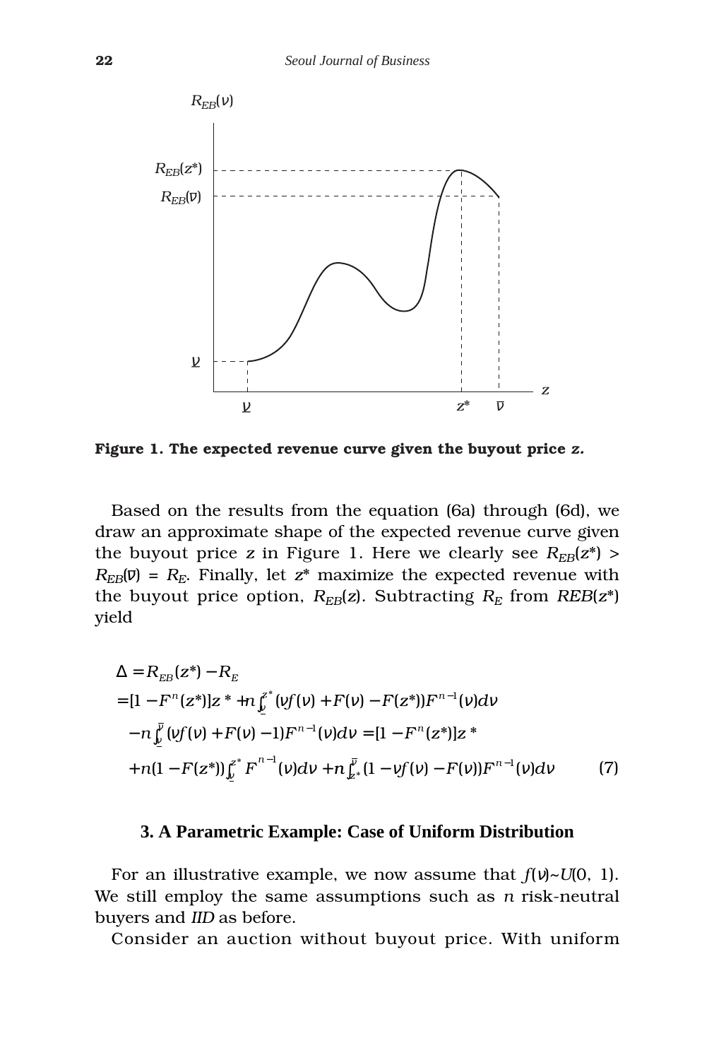**Figure 1. The expected revenue curve given the buyout price** $z$**.**

Based on the results from the equation (6a) through (6d), we draw an approximate shape of the expected revenue curve given the buyout price $z$ in Figure 1. Here we clearly see $R_{EB}(z^*) > R_{EB}(\overline{v}) = R_E$. Finally, let $z^*$ maximize the expected revenue with the buyout price option, $R_{EB}(z)$. Subtracting $R_E$ from $REB(z^*)$ yield

$$
\begin{aligned}
\Delta &= R_{EB}(z^*) - R_E \\
&= [1 - F^n(z^*)]z^* + n\int_{\underline{v}}^{z^*} (vf(v) + F(v) - F(z^*))F^{n-1}(v)dv \\
&\quad - n\int_{\underline{v}}^{\overline{v}} (vf(v) + F(v) - 1)F^{n-1}(v)dv = [1 - F^n(z^*)]z^* \\
&\quad + n(1 - F(z^*))\int_{\underline{v}}^{z^*} F^{n-1}(v)dv + n\int_{z^*}^{\overline{v}} (1 - vf(v) - F(v))F^{n-1}(v)dv \qquad (7)
\end{aligned}
$$

### 3. A Parametric Example: Case of Uniform Distribution

For an illustrative example, we now assume that $f(v)\sim U(0,\ 1)$. We still employ the same assumptions such as $n$ risk-neutral buyers and *IID* as before.

Consider an auction without buyout price. With uniform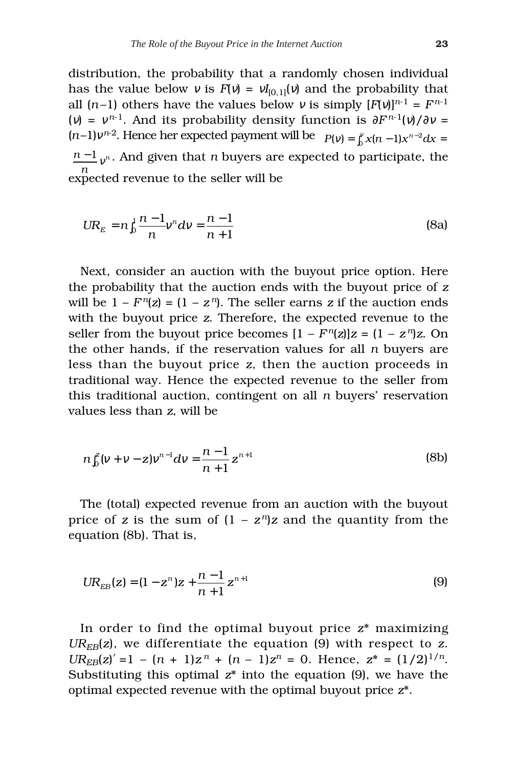distribution, the probability that a randomly chosen individual has the value below $v$ is $F(v) = vI_{[0,1]}(v)$ and the probability that all $(n-1)$ others have the values below $v$ is simply $[F(v)]^{n-1} = F^{n-1}(v) = v^{n-1}$. And its probability density function is $\partial F^{n-1}(v)/\partial v = (n-1)v^{n-2}$. Hence her expected payment will be $P(v) = \int_0^v x(n-1)x^{n-2}dx = \frac{n-1}{n}v^n$. And given that $n$ buyers are expected to participate, the expected revenue to the seller will be

$$UR_E = n\int_0^1 \frac{n-1}{n}v^n dv = \frac{n-1}{n+1} \tag{8a}$$

Next, consider an auction with the buyout price option. Here the probability that the auction ends with the buyout price of $z$ will be $1 - F^n(z) = (1 - z^n)$. The seller earns $z$ if the auction ends with the buyout price $z$. Therefore, the expected revenue to the seller from the buyout price becomes $[1 - F^n(z)]z = (1 - z^n)z$. On the other hands, if the reservation values for all $n$ buyers are less than the buyout price $z$, then the auction proceeds in traditional way. Hence the expected revenue to the seller from this traditional auction, contingent on all $n$ buyers' reservation values less than $z$, will be

$$n\int_0^z (v + v - z)v^{n-1}dv = \frac{n-1}{n+1}z^{n+1} \tag{8b}$$

The (total) expected revenue from an auction with the buyout price of $z$ is the sum of $(1 - z^n)z$ and the quantity from the equation (8b). That is,

$$UR_{EB}(z) = (1 - z^n)z + \frac{n-1}{n+1}z^{n+1} \tag{9}$$

In order to find the optimal buyout price $z^*$ maximizing $UR_{EB}(z)$, we differentiate the equation (9) with respect to $z$. $UR_{EB}(z)' = 1 - (n + 1)z^n + (n - 1)z^n = 0$. Hence, $z^* = (1/2)^{1/n}$. Substituting this optimal $z^*$ into the equation (9), we have the optimal expected revenue with the optimal buyout price $z^*$.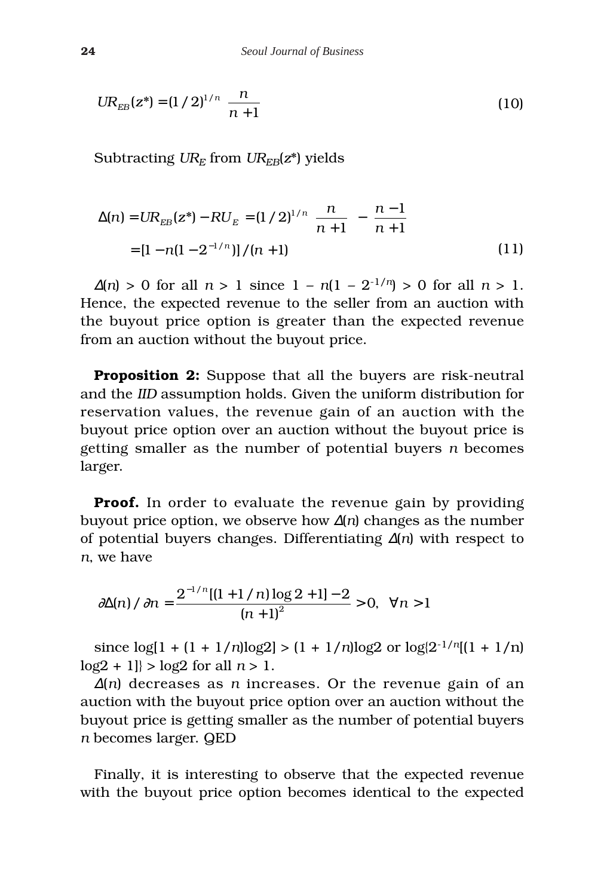$$UR_{EB}(z^*) = (1/2)^{1/n} \frac{n}{n+1} \tag{10}$$

Subtracting $UR_E$ from $UR_{EB}(z^*)$ yields

$$\Delta(n) = UR_{EB}(z^*) - RU_E = (1/2)^{1/n} \frac{n}{n+1} - \frac{n-1}{n+1}$$
$$= [1 - n(1 - 2^{-1/n})]/(n+1) \tag{11}$$

$\Delta(n) > 0$ for all $n > 1$ since $1 - n(1 - 2^{-1/n}) > 0$ for all $n > 1$. Hence, the expected revenue to the seller from an auction with the buyout price option is greater than the expected revenue from an auction without the buyout price.

**Proposition 2:** Suppose that all the buyers are risk-neutral and the *IID* assumption holds. Given the uniform distribution for reservation values, the revenue gain of an auction with the buyout price option over an auction without the buyout price is getting smaller as the number of potential buyers $n$ becomes larger.

**Proof.** In order to evaluate the revenue gain by providing buyout price option, we observe how $\Delta(n)$ changes as the number of potential buyers changes. Differentiating $\Delta(n)$ with respect to $n$, we have

$$\partial\Delta(n)/\partial n = \frac{2^{-1/n}[(1+1/n)\log 2 + 1] - 2}{(n+1)^2} > 0, \quad \forall n > 1$$

since $\log[1 + (1 + 1/n)\log 2] > (1 + 1/n)\log 2$ or $\log\{2^{-1/n}[(1 + 1/n)\log 2 + 1]\} > \log 2$ for all $n > 1$.

$\Delta(n)$ decreases as $n$ increases. Or the revenue gain of an auction with the buyout price option over an auction without the buyout price is getting smaller as the number of potential buyers $n$ becomes larger. QED

Finally, it is interesting to observe that the expected revenue with the buyout price option becomes identical to the expected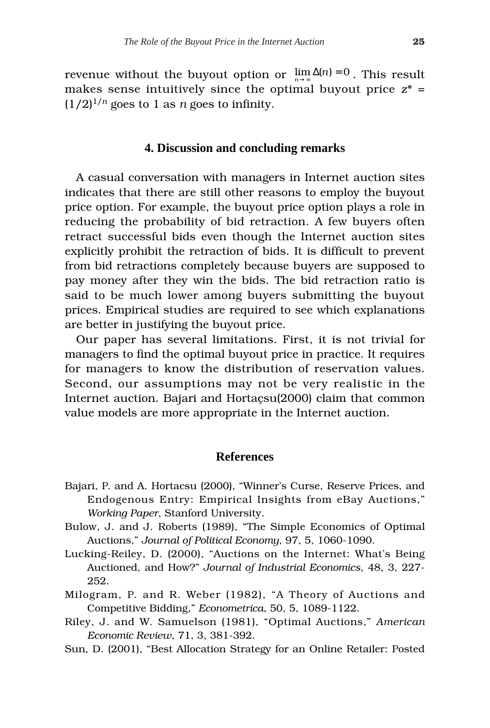revenue without the buyout option or $\lim_{n \to \infty} \Delta(n) = 0$. This result makes sense intuitively since the optimal buyout price $z^* = (1/2)^{1/n}$ goes to 1 as $n$ goes to infinity.

## 4. Discussion and concluding remarks

A casual conversation with managers in Internet auction sites indicates that there are still other reasons to employ the buyout price option. For example, the buyout price option plays a role in reducing the probability of bid retraction. A few buyers often retract successful bids even though the Internet auction sites explicitly prohibit the retraction of bids. It is difficult to prevent from bid retractions completely because buyers are supposed to pay money after they win the bids. The bid retraction ratio is said to be much lower among buyers submitting the buyout prices. Empirical studies are required to see which explanations are better in justifying the buyout price.

Our paper has several limitations. First, it is not trivial for managers to find the optimal buyout price in practice. It requires for managers to know the distribution of reservation values. Second, our assumptions may not be very realistic in the Internet auction. Bajari and Hortaçsu(2000) claim that common value models are more appropriate in the Internet auction.

## References

Bajari, P. and A. Hortacsu (2000), "Winner's Curse, Reserve Prices, and Endogenous Entry: Empirical Insights from eBay Auctions," *Working Paper*, Stanford University.

Bulow, J. and J. Roberts (1989), "The Simple Economics of Optimal Auctions," *Journal of Political Economy*, 97, 5, 1060-1090.

Lucking-Reiley, D. (2000), "Auctions on the Internet: What's Being Auctioned, and How?" *Journal of Industrial Economics*, 48, 3, 227-252.

Milogram, P. and R. Weber (1982), "A Theory of Auctions and Competitive Bidding," *Econometrica*, 50, 5, 1089-1122.

Riley, J. and W. Samuelson (1981), "Optimal Auctions," *American Economic Review*, 71, 3, 381-392.

Sun, D. (2001), "Best Allocation Strategy for an Online Retailer: Posted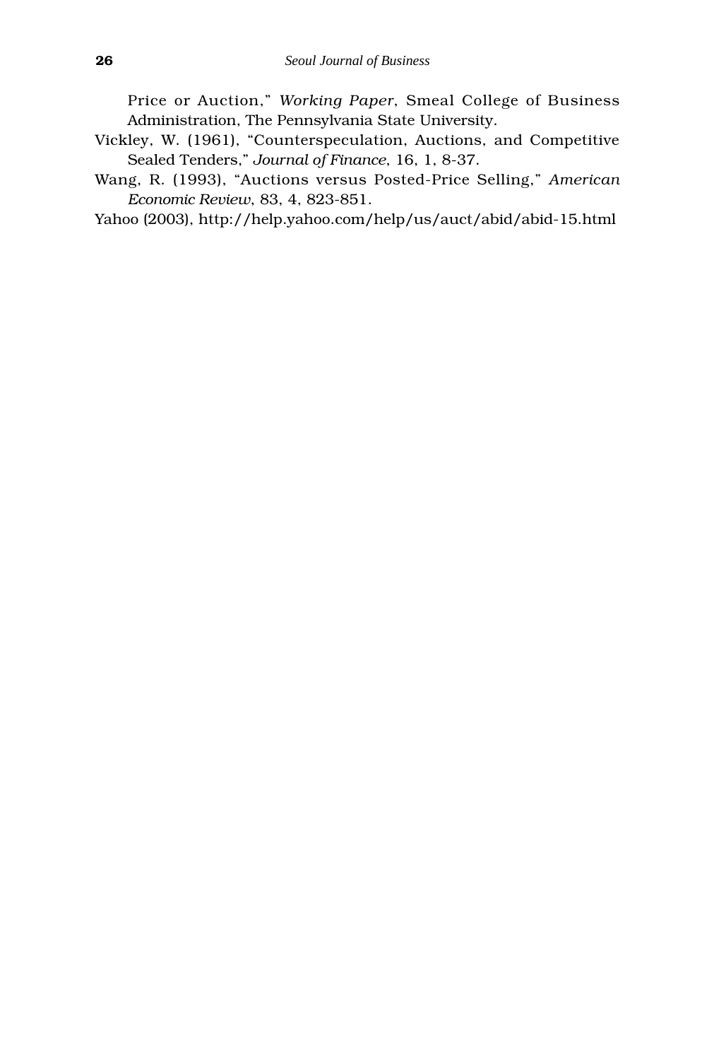Price or Auction," *Working Paper*, Smeal College of Business Administration, The Pennsylvania State University.

Vickley, W. (1961), "Counterspeculation, Auctions, and Competitive Sealed Tenders," *Journal of Finance*, 16, 1, 8-37.

Wang, R. (1993), "Auctions versus Posted-Price Selling," *American Economic Review*, 83, 4, 823-851.

Yahoo (2003), http://help.yahoo.com/help/us/auct/abid/abid-15.html